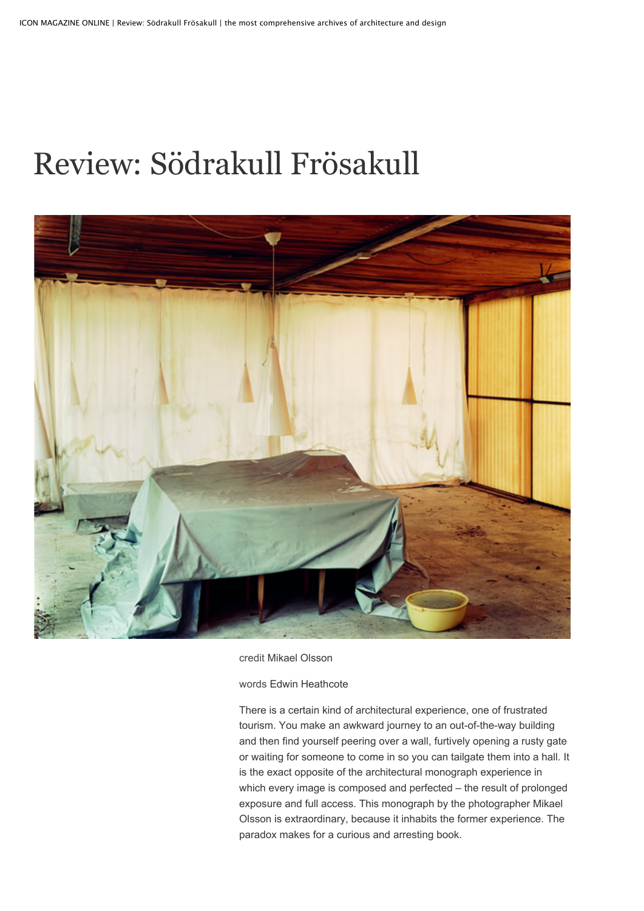# Review: Södrakull Frösakull

credit Mikael Olsson

words Edwin Heathcote

There is a certain kind of architectural experience, one of frustrated tourism. You make an awkward journey to an out-of-the-way building and then find yourself peering over a wall, furtively opening a rusty gate or waiting for someone to come in so you can tailgate them into a hall. It is the exact opposite of the architectural monograph experience in which every image is composed and perfected – the result of prolonged exposure and full access. This monograph by the photographer Mikael Olsson is extraordinary, because it inhabits the former experience. The paradox makes for a curious and arresting book.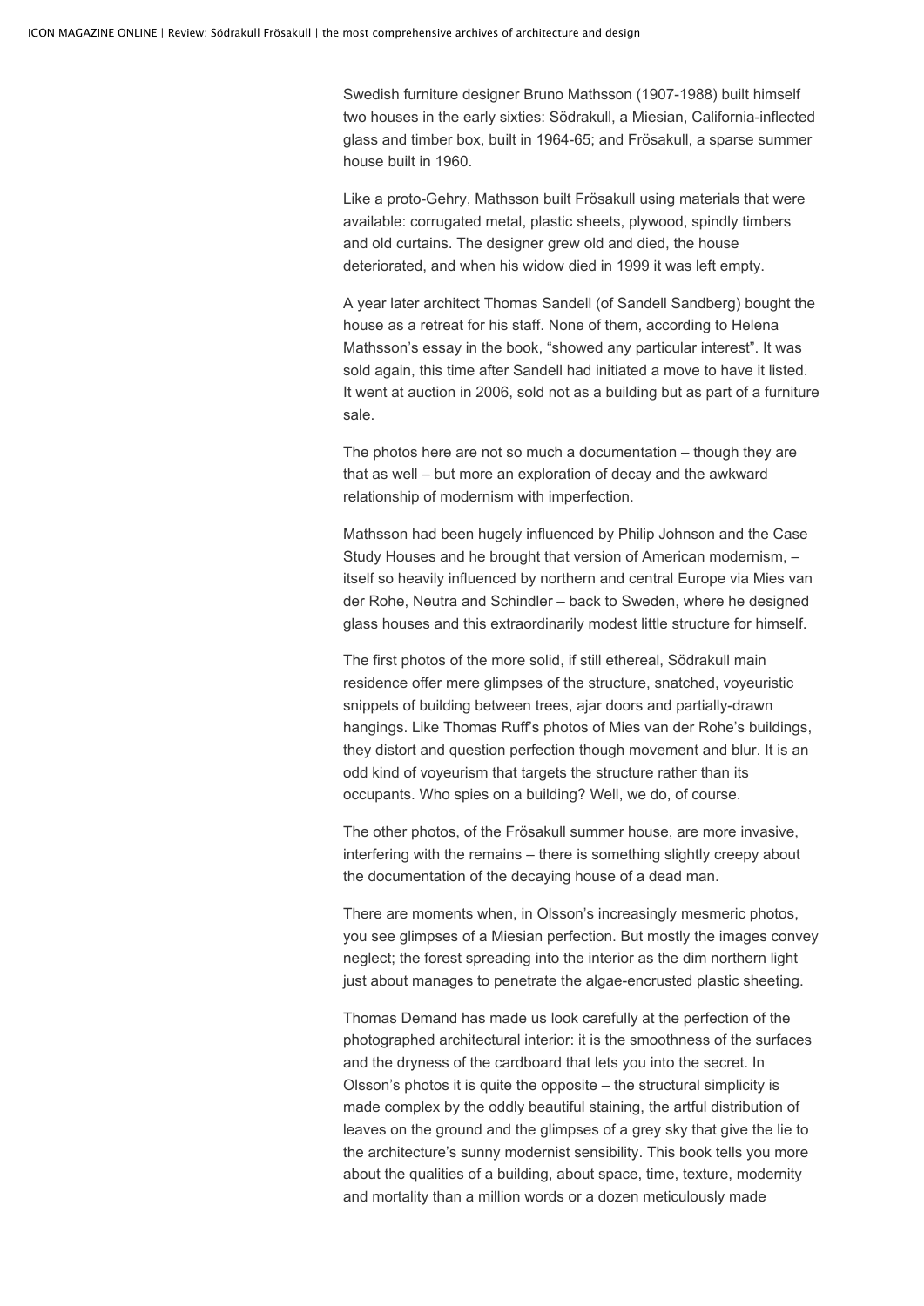Swedish furniture designer Bruno Mathsson (1907-1988) built himself two houses in the early sixties: Södrakull, a Miesian, California-inflected glass and timber box, built in 1964-65; and Frösakull, a sparse summer house built in 1960.

Like a proto-Gehry, Mathsson built Frösakull using materials that were available: corrugated metal, plastic sheets, plywood, spindly timbers and old curtains. The designer grew old and died, the house deteriorated, and when his widow died in 1999 it was left empty.

A year later architect Thomas Sandell (of Sandell Sandberg) bought the house as a retreat for his staff. None of them, according to Helena Mathsson's essay in the book, "showed any particular interest". It was sold again, this time after Sandell had initiated a move to have it listed. It went at auction in 2006, sold not as a building but as part of a furniture sale.

The photos here are not so much a documentation – though they are that as well – but more an exploration of decay and the awkward relationship of modernism with imperfection.

Mathsson had been hugely influenced by Philip Johnson and the Case Study Houses and he brought that version of American modernism, – itself so heavily influenced by northern and central Europe via Mies van der Rohe, Neutra and Schindler – back to Sweden, where he designed glass houses and this extraordinarily modest little structure for himself.

The first photos of the more solid, if still ethereal, Södrakull main residence offer mere glimpses of the structure, snatched, voyeuristic snippets of building between trees, ajar doors and partially-drawn hangings. Like Thomas Ruff's photos of Mies van der Rohe's buildings, they distort and question perfection though movement and blur. It is an odd kind of voyeurism that targets the structure rather than its occupants. Who spies on a building? Well, we do, of course.

The other photos, of the Frösakull summer house, are more invasive, interfering with the remains – there is something slightly creepy about the documentation of the decaying house of a dead man.

There are moments when, in Olsson's increasingly mesmeric photos, you see glimpses of a Miesian perfection. But mostly the images convey neglect; the forest spreading into the interior as the dim northern light just about manages to penetrate the algae-encrusted plastic sheeting.

Thomas Demand has made us look carefully at the perfection of the photographed architectural interior: it is the smoothness of the surfaces and the dryness of the cardboard that lets you into the secret. In Olsson's photos it is quite the opposite – the structural simplicity is made complex by the oddly beautiful staining, the artful distribution of leaves on the ground and the glimpses of a grey sky that give the lie to the architecture's sunny modernist sensibility. This book tells you more about the qualities of a building, about space, time, texture, modernity and mortality than a million words or a dozen meticulously made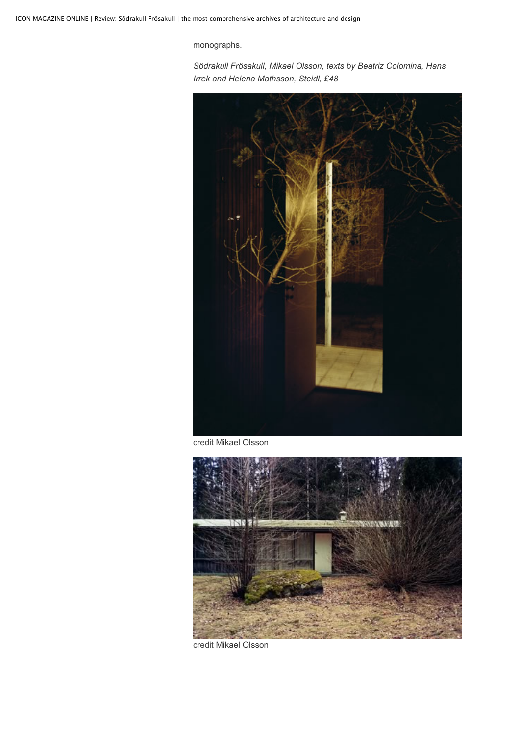monographs.

*Södrakull Frösakull, Mikael Olsson, texts by Beatriz Colomina, Hans Irrek and Helena Mathsson, Steidl, £48*

credit Mikael Olsson

credit Mikael Olsson